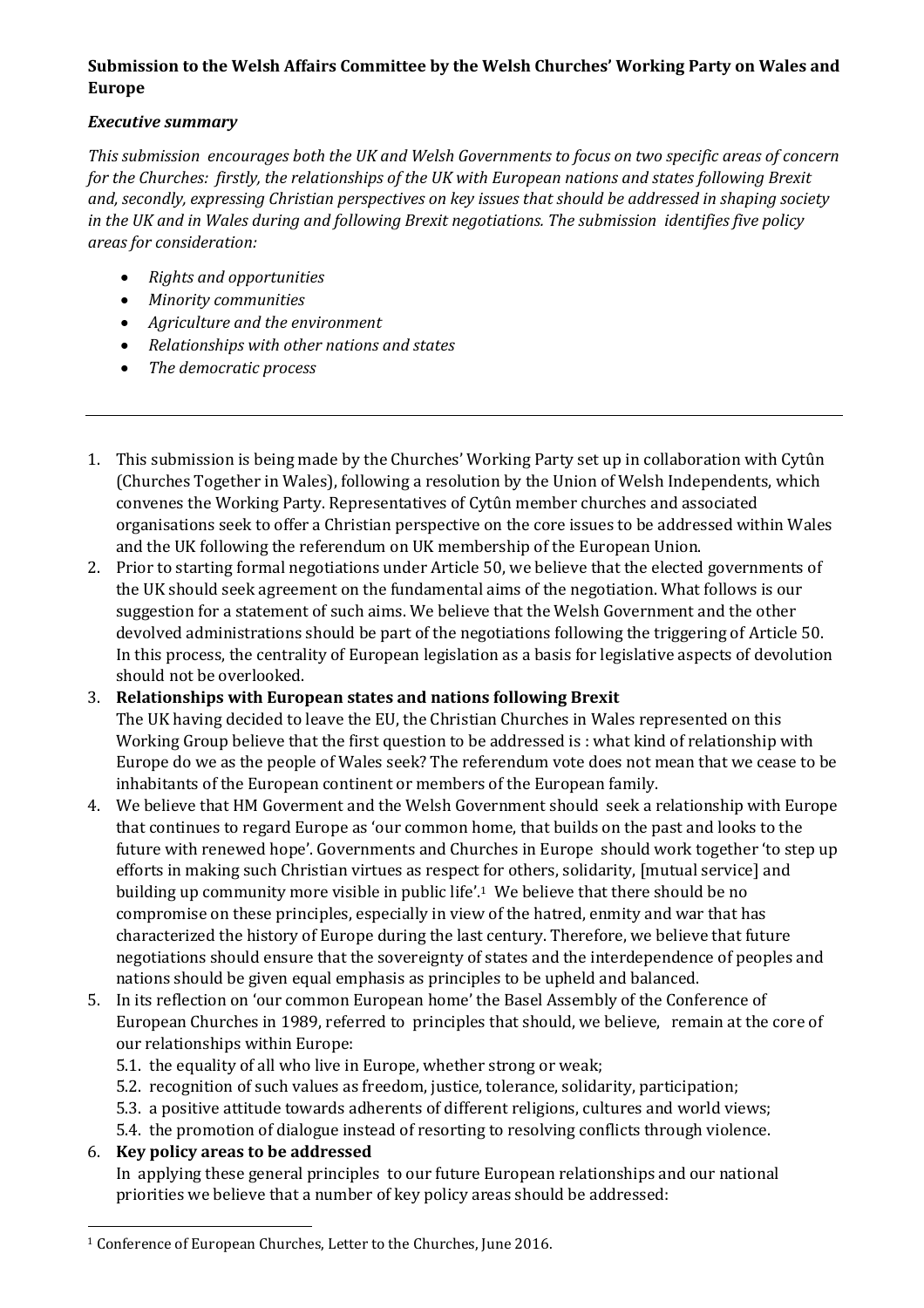**Submission to the Welsh Affairs Committee by the Welsh Churches' Working Party on Wales and Europe**

***Executive summary***

*This submission encourages both the UK and Welsh Governments to focus on two specific areas of concern for the Churches: firstly, the relationships of the UK with European nations and states following Brexit and, secondly, expressing Christian perspectives on key issues that should be addressed in shaping society in the UK and in Wales during and following Brexit negotiations. The submission identifies five policy areas for consideration:*

- *Rights and opportunities*
- *Minority communities*
- *Agriculture and the environment*
- *Relationships with other nations and states*
- *The democratic process*

---

1. This submission is being made by the Churches' Working Party set up in collaboration with Cytûn (Churches Together in Wales), following a resolution by the Union of Welsh Independents, which convenes the Working Party. Representatives of Cytûn member churches and associated organisations seek to offer a Christian perspective on the core issues to be addressed within Wales and the UK following the referendum on UK membership of the European Union.
2. Prior to starting formal negotiations under Article 50, we believe that the elected governments of the UK should seek agreement on the fundamental aims of the negotiation. What follows is our suggestion for a statement of such aims. We believe that the Welsh Government and the other devolved administrations should be part of the negotiations following the triggering of Article 50. In this process, the centrality of European legislation as a basis for legislative aspects of devolution should not be overlooked.
3. **Relationships with European states and nations following Brexit**
   The UK having decided to leave the EU, the Christian Churches in Wales represented on this Working Group believe that the first question to be addressed is : what kind of relationship with Europe do we as the people of Wales seek? The referendum vote does not mean that we cease to be inhabitants of the European continent or members of the European family.
4. We believe that HM Goverment and the Welsh Government should seek a relationship with Europe that continues to regard Europe as 'our common home, that builds on the past and looks to the future with renewed hope'. Governments and Churches in Europe should work together 'to step up efforts in making such Christian virtues as respect for others, solidarity, [mutual service] and building up community more visible in public life'.[1] We believe that there should be no compromise on these principles, especially in view of the hatred, enmity and war that has characterized the history of Europe during the last century. Therefore, we believe that future negotiations should ensure that the sovereignty of states and the interdependence of peoples and nations should be given equal emphasis as principles to be upheld and balanced.
5. In its reflection on 'our common European home' the Basel Assembly of the Conference of European Churches in 1989, referred to principles that should, we believe, remain at the core of our relationships within Europe:
   5.1. the equality of all who live in Europe, whether strong or weak;
   5.2. recognition of such values as freedom, justice, tolerance, solidarity, participation;
   5.3. a positive attitude towards adherents of different religions, cultures and world views;
   5.4. the promotion of dialogue instead of resorting to resolving conflicts through violence.
6. **Key policy areas to be addressed**
   In applying these general principles to our future European relationships and our national priorities we believe that a number of key policy areas should be addressed:

---

[1] Conference of European Churches, Letter to the Churches, June 2016.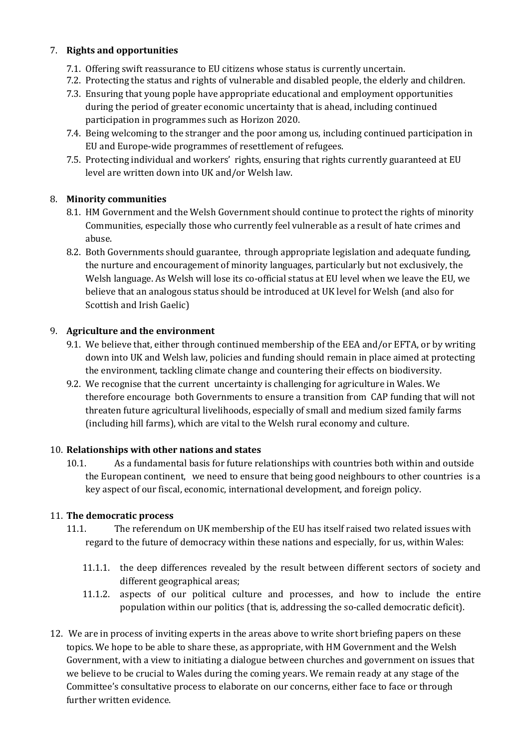7. **Rights and opportunities**
   - 7.1. Offering swift reassurance to EU citizens whose status is currently uncertain.
   - 7.2. Protecting the status and rights of vulnerable and disabled people, the elderly and children.
   - 7.3. Ensuring that young pople have appropriate educational and employment opportunities during the period of greater economic uncertainty that is ahead, including continued participation in programmes such as Horizon 2020.
   - 7.4. Being welcoming to the stranger and the poor among us, including continued participation in EU and Europe-wide programmes of resettlement of refugees.
   - 7.5. Protecting individual and workers' rights, ensuring that rights currently guaranteed at EU level are written down into UK and/or Welsh law.

8. **Minority communities**
   - 8.1. HM Government and the Welsh Government should continue to protect the rights of minority Communities, especially those who currently feel vulnerable as a result of hate crimes and abuse.
   - 8.2. Both Governments should guarantee, through appropriate legislation and adequate funding, the nurture and encouragement of minority languages, particularly but not exclusively, the Welsh language. As Welsh will lose its co-official status at EU level when we leave the EU, we believe that an analogous status should be introduced at UK level for Welsh (and also for Scottish and Irish Gaelic)

9. **Agriculture and the environment**
   - 9.1. We believe that, either through continued membership of the EEA and/or EFTA, or by writing down into UK and Welsh law, policies and funding should remain in place aimed at protecting the environment, tackling climate change and countering their effects on biodiversity.
   - 9.2. We recognise that the current uncertainty is challenging for agriculture in Wales. We therefore encourage both Governments to ensure a transition from CAP funding that will not threaten future agricultural livelihoods, especially of small and medium sized family farms (including hill farms), which are vital to the Welsh rural economy and culture.

10. **Relationships with other nations and states**
    - 10.1. As a fundamental basis for future relationships with countries both within and outside the European continent, we need to ensure that being good neighbours to other countries is a key aspect of our fiscal, economic, international development, and foreign policy.

11. **The democratic process**
    - 11.1. The referendum on UK membership of the EU has itself raised two related issues with regard to the future of democracy within these nations and especially, for us, within Wales:
      - 11.1.1. the deep differences revealed by the result between different sectors of society and different geographical areas;
      - 11.1.2. aspects of our political culture and processes, and how to include the entire population within our politics (that is, addressing the so-called democratic deficit).

12. We are in process of inviting experts in the areas above to write short briefing papers on these topics. We hope to be able to share these, as appropriate, with HM Government and the Welsh Government, with a view to initiating a dialogue between churches and government on issues that we believe to be crucial to Wales during the coming years. We remain ready at any stage of the Committee's consultative process to elaborate on our concerns, either face to face or through further written evidence.